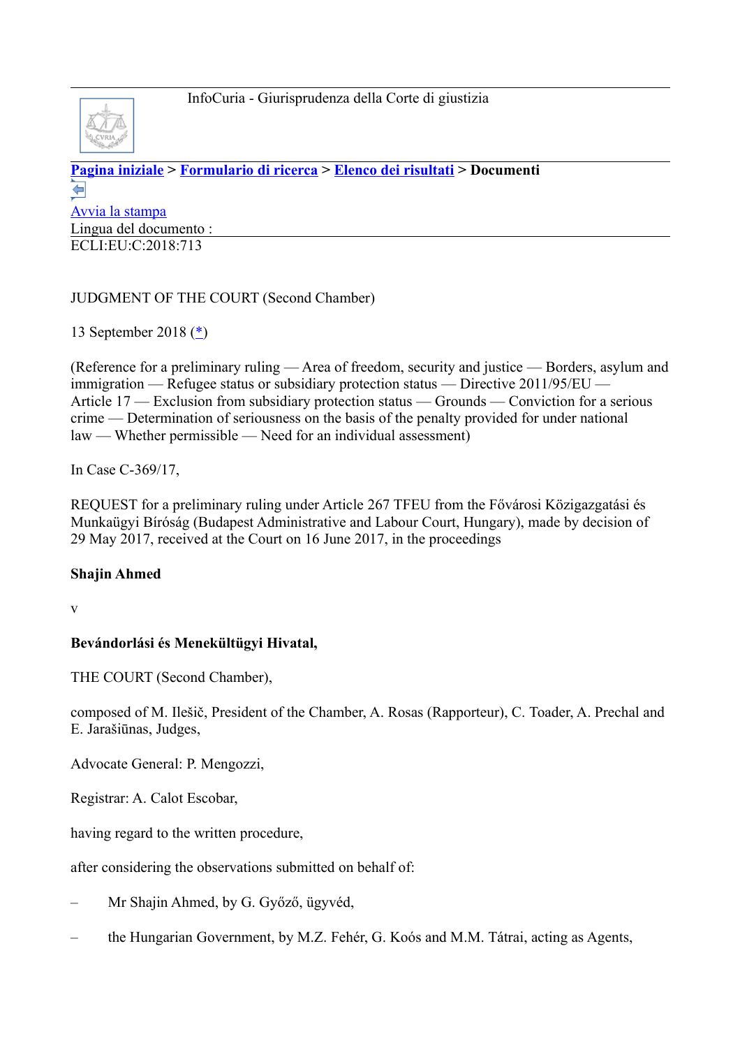InfoCuria - Giurisprudenza della Corte di giustizia

**Pagina iniziale** > **Formulario di ricerca** > **Elenco dei risultati** > **Documenti**

Avvia la stampa

Lingua del documento :

ECLI:EU:C:2018:713

JUDGMENT OF THE COURT (Second Chamber)

13 September 2018 (*)

(Reference for a preliminary ruling — Area of freedom, security and justice — Borders, asylum and immigration — Refugee status or subsidiary protection status — Directive 2011/95/EU — Article 17 — Exclusion from subsidiary protection status — Grounds — Conviction for a serious crime — Determination of seriousness on the basis of the penalty provided for under national law — Whether permissible — Need for an individual assessment)

In Case C-369/17,

REQUEST for a preliminary ruling under Article 267 TFEU from the Fővárosi Közigazgatási és Munkaügyi Bíróság (Budapest Administrative and Labour Court, Hungary), made by decision of 29 May 2017, received at the Court on 16 June 2017, in the proceedings

**Shajin Ahmed**

v

**Bevándorlási és Menekültügyi Hivatal,**

THE COURT (Second Chamber),

composed of M. Ilešič, President of the Chamber, A. Rosas (Rapporteur), C. Toader, A. Prechal and E. Jarašiūnas, Judges,

Advocate General: P. Mengozzi,

Registrar: A. Calot Escobar,

having regard to the written procedure,

after considering the observations submitted on behalf of:

– Mr Shajin Ahmed, by G. Győző, ügyvéd,

– the Hungarian Government, by M.Z. Fehér, G. Koós and M.M. Tátrai, acting as Agents,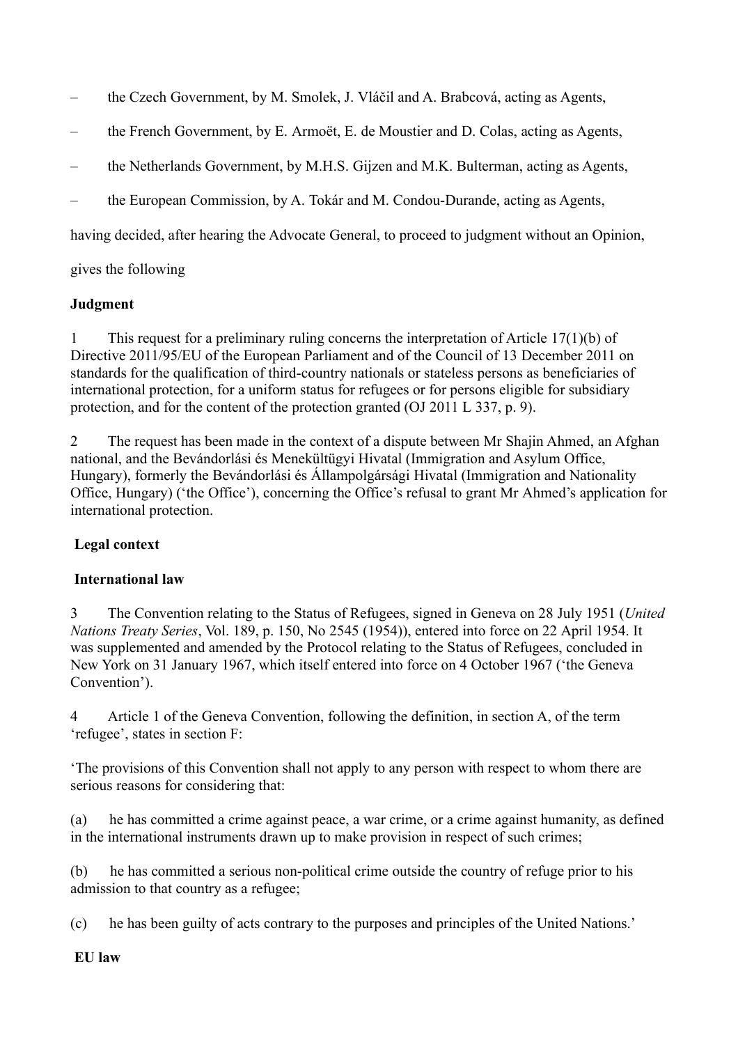– the Czech Government, by M. Smolek, J. Vláčil and A. Brabcová, acting as Agents,

– the French Government, by E. Armoët, E. de Moustier and D. Colas, acting as Agents,

– the Netherlands Government, by M.H.S. Gijzen and M.K. Bulterman, acting as Agents,

– the European Commission, by A. Tokár and M. Condou-Durande, acting as Agents,

having decided, after hearing the Advocate General, to proceed to judgment without an Opinion,

gives the following

**Judgment**

1 This request for a preliminary ruling concerns the interpretation of Article 17(1)(b) of Directive 2011/95/EU of the European Parliament and of the Council of 13 December 2011 on standards for the qualification of third-country nationals or stateless persons as beneficiaries of international protection, for a uniform status for refugees or for persons eligible for subsidiary protection, and for the content of the protection granted (OJ 2011 L 337, p. 9).

2 The request has been made in the context of a dispute between Mr Shajin Ahmed, an Afghan national, and the Bevándorlási és Menekültügyi Hivatal (Immigration and Asylum Office, Hungary), formerly the Bevándorlási és Állampolgársági Hivatal (Immigration and Nationality Office, Hungary) ('the Office'), concerning the Office's refusal to grant Mr Ahmed's application for international protection.

**Legal context**

**International law**

3 The Convention relating to the Status of Refugees, signed in Geneva on 28 July 1951 (*United Nations Treaty Series*, Vol. 189, p. 150, No 2545 (1954)), entered into force on 22 April 1954. It was supplemented and amended by the Protocol relating to the Status of Refugees, concluded in New York on 31 January 1967, which itself entered into force on 4 October 1967 ('the Geneva Convention').

4 Article 1 of the Geneva Convention, following the definition, in section A, of the term 'refugee', states in section F:

'The provisions of this Convention shall not apply to any person with respect to whom there are serious reasons for considering that:

(a) he has committed a crime against peace, a war crime, or a crime against humanity, as defined in the international instruments drawn up to make provision in respect of such crimes;

(b) he has committed a serious non-political crime outside the country of refuge prior to his admission to that country as a refugee;

(c) he has been guilty of acts contrary to the purposes and principles of the United Nations.'

**EU law**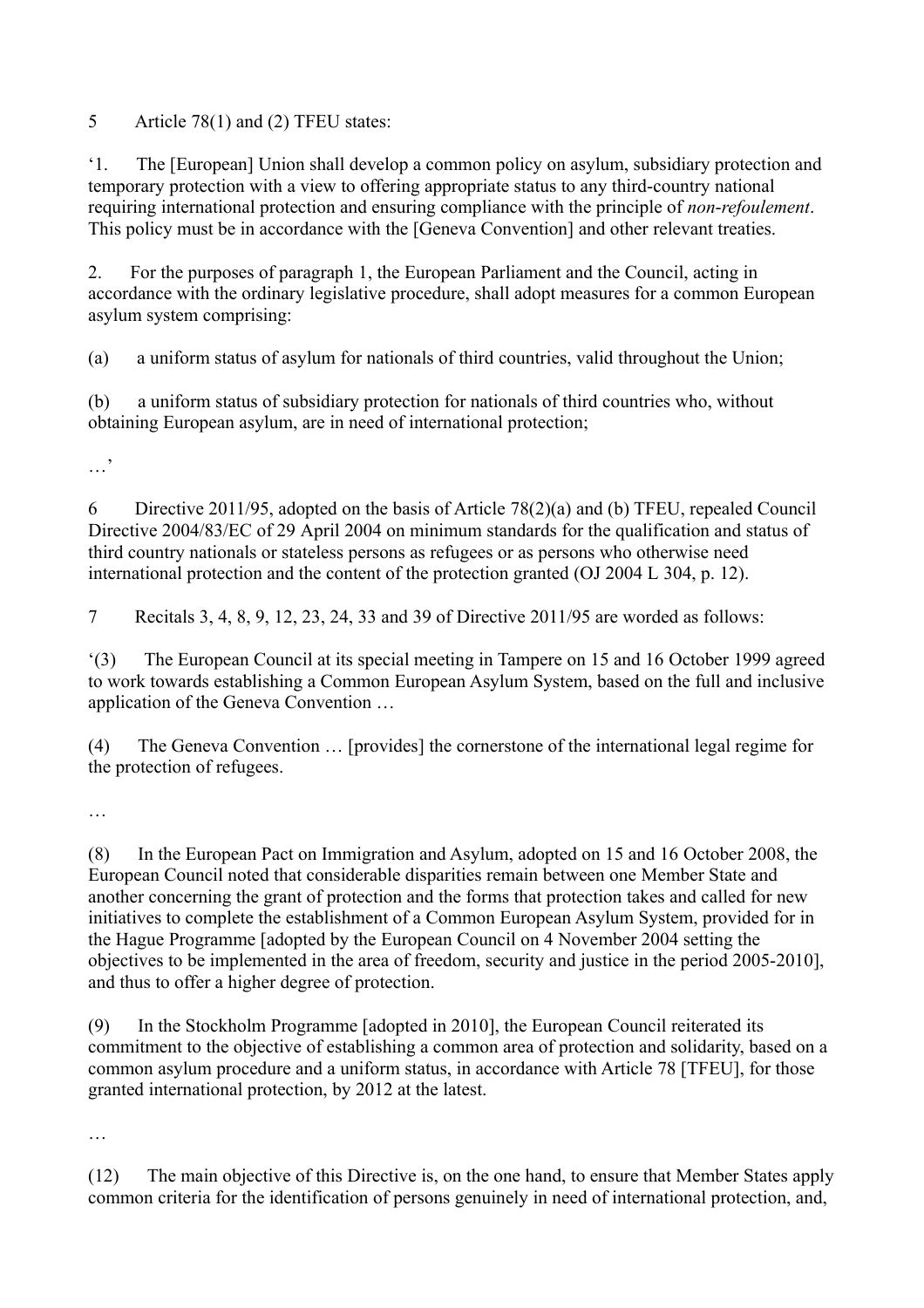5 Article 78(1) and (2) TFEU states:

‘1. The [European] Union shall develop a common policy on asylum, subsidiary protection and temporary protection with a view to offering appropriate status to any third-country national requiring international protection and ensuring compliance with the principle of *non-refoulement*. This policy must be in accordance with the [Geneva Convention] and other relevant treaties.

2. For the purposes of paragraph 1, the European Parliament and the Council, acting in accordance with the ordinary legislative procedure, shall adopt measures for a common European asylum system comprising:

(a) a uniform status of asylum for nationals of third countries, valid throughout the Union;

(b) a uniform status of subsidiary protection for nationals of third countries who, without obtaining European asylum, are in need of international protection;

…’

6 Directive 2011/95, adopted on the basis of Article 78(2)(a) and (b) TFEU, repealed Council Directive 2004/83/EC of 29 April 2004 on minimum standards for the qualification and status of third country nationals or stateless persons as refugees or as persons who otherwise need international protection and the content of the protection granted (OJ 2004 L 304, p. 12).

7 Recitals 3, 4, 8, 9, 12, 23, 24, 33 and 39 of Directive 2011/95 are worded as follows:

‘(3) The European Council at its special meeting in Tampere on 15 and 16 October 1999 agreed to work towards establishing a Common European Asylum System, based on the full and inclusive application of the Geneva Convention …

(4) The Geneva Convention … [provides] the cornerstone of the international legal regime for the protection of refugees.

…

(8) In the European Pact on Immigration and Asylum, adopted on 15 and 16 October 2008, the European Council noted that considerable disparities remain between one Member State and another concerning the grant of protection and the forms that protection takes and called for new initiatives to complete the establishment of a Common European Asylum System, provided for in the Hague Programme [adopted by the European Council on 4 November 2004 setting the objectives to be implemented in the area of freedom, security and justice in the period 2005-2010], and thus to offer a higher degree of protection.

(9) In the Stockholm Programme [adopted in 2010], the European Council reiterated its commitment to the objective of establishing a common area of protection and solidarity, based on a common asylum procedure and a uniform status, in accordance with Article 78 [TFEU], for those granted international protection, by 2012 at the latest.

…

(12) The main objective of this Directive is, on the one hand, to ensure that Member States apply common criteria for the identification of persons genuinely in need of international protection, and,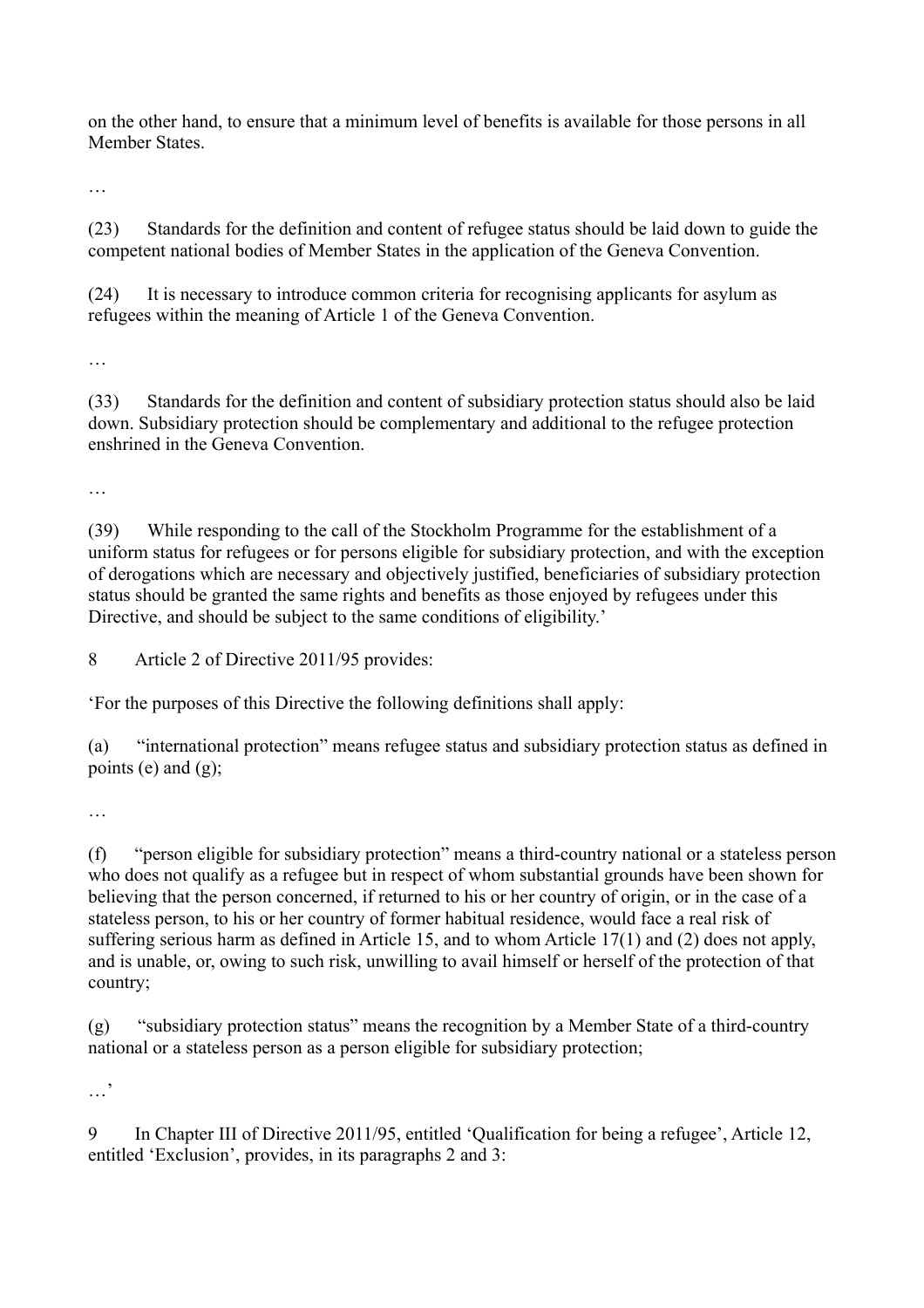on the other hand, to ensure that a minimum level of benefits is available for those persons in all Member States.

…

(23) Standards for the definition and content of refugee status should be laid down to guide the competent national bodies of Member States in the application of the Geneva Convention.

(24) It is necessary to introduce common criteria for recognising applicants for asylum as refugees within the meaning of Article 1 of the Geneva Convention.

…

(33) Standards for the definition and content of subsidiary protection status should also be laid down. Subsidiary protection should be complementary and additional to the refugee protection enshrined in the Geneva Convention.

…

(39) While responding to the call of the Stockholm Programme for the establishment of a uniform status for refugees or for persons eligible for subsidiary protection, and with the exception of derogations which are necessary and objectively justified, beneficiaries of subsidiary protection status should be granted the same rights and benefits as those enjoyed by refugees under this Directive, and should be subject to the same conditions of eligibility.'

8 Article 2 of Directive 2011/95 provides:

'For the purposes of this Directive the following definitions shall apply:

(a) "international protection" means refugee status and subsidiary protection status as defined in points (e) and (g);

…

(f) "person eligible for subsidiary protection" means a third-country national or a stateless person who does not qualify as a refugee but in respect of whom substantial grounds have been shown for believing that the person concerned, if returned to his or her country of origin, or in the case of a stateless person, to his or her country of former habitual residence, would face a real risk of suffering serious harm as defined in Article 15, and to whom Article 17(1) and (2) does not apply, and is unable, or, owing to such risk, unwilling to avail himself or herself of the protection of that country;

(g) "subsidiary protection status" means the recognition by a Member State of a third-country national or a stateless person as a person eligible for subsidiary protection;

…'

9 In Chapter III of Directive 2011/95, entitled 'Qualification for being a refugee', Article 12, entitled 'Exclusion', provides, in its paragraphs 2 and 3: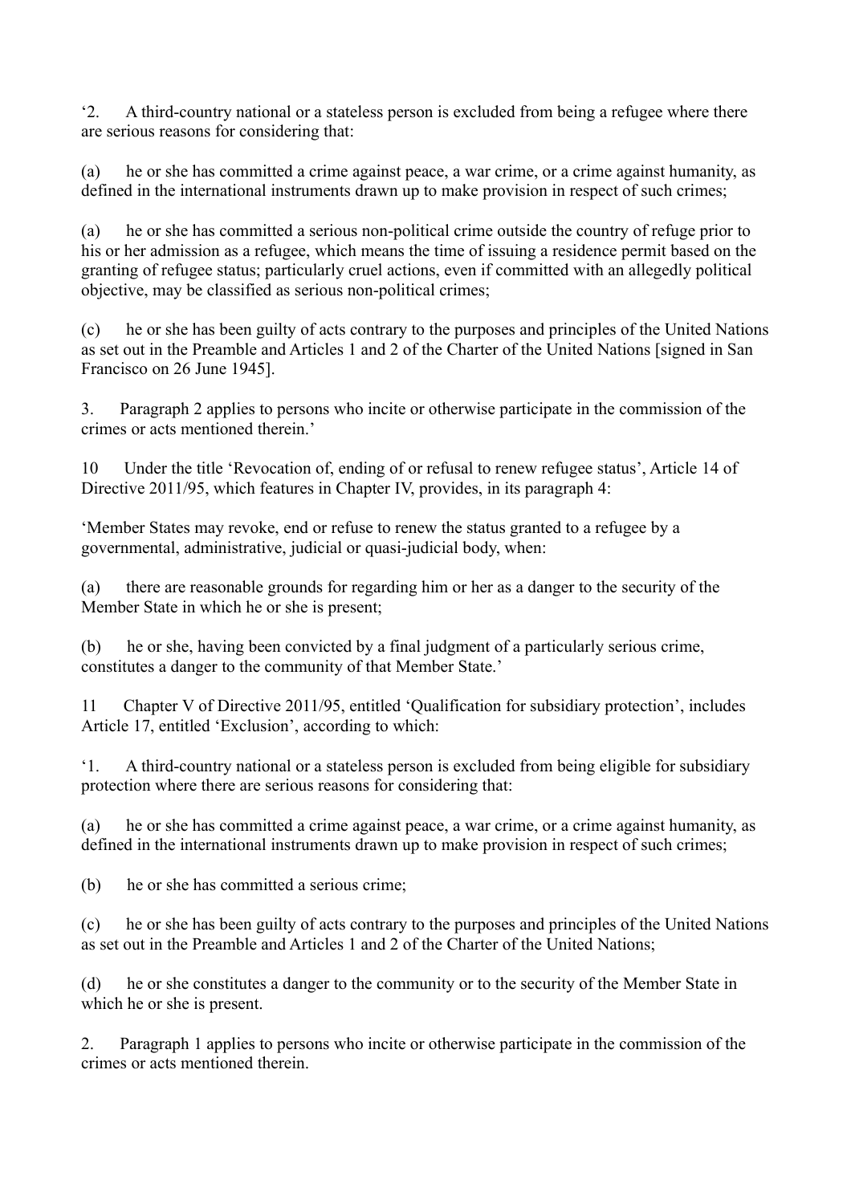'2. A third-country national or a stateless person is excluded from being a refugee where there are serious reasons for considering that:

(a) he or she has committed a crime against peace, a war crime, or a crime against humanity, as defined in the international instruments drawn up to make provision in respect of such crimes;

(a) he or she has committed a serious non-political crime outside the country of refuge prior to his or her admission as a refugee, which means the time of issuing a residence permit based on the granting of refugee status; particularly cruel actions, even if committed with an allegedly political objective, may be classified as serious non-political crimes;

(c) he or she has been guilty of acts contrary to the purposes and principles of the United Nations as set out in the Preamble and Articles 1 and 2 of the Charter of the United Nations [signed in San Francisco on 26 June 1945].

3. Paragraph 2 applies to persons who incite or otherwise participate in the commission of the crimes or acts mentioned therein.'

10 Under the title 'Revocation of, ending of or refusal to renew refugee status', Article 14 of Directive 2011/95, which features in Chapter IV, provides, in its paragraph 4:

'Member States may revoke, end or refuse to renew the status granted to a refugee by a governmental, administrative, judicial or quasi-judicial body, when:

(a) there are reasonable grounds for regarding him or her as a danger to the security of the Member State in which he or she is present;

(b) he or she, having been convicted by a final judgment of a particularly serious crime, constitutes a danger to the community of that Member State.'

11 Chapter V of Directive 2011/95, entitled 'Qualification for subsidiary protection', includes Article 17, entitled 'Exclusion', according to which:

'1. A third-country national or a stateless person is excluded from being eligible for subsidiary protection where there are serious reasons for considering that:

(a) he or she has committed a crime against peace, a war crime, or a crime against humanity, as defined in the international instruments drawn up to make provision in respect of such crimes;

(b) he or she has committed a serious crime;

(c) he or she has been guilty of acts contrary to the purposes and principles of the United Nations as set out in the Preamble and Articles 1 and 2 of the Charter of the United Nations;

(d) he or she constitutes a danger to the community or to the security of the Member State in which he or she is present.

2. Paragraph 1 applies to persons who incite or otherwise participate in the commission of the crimes or acts mentioned therein.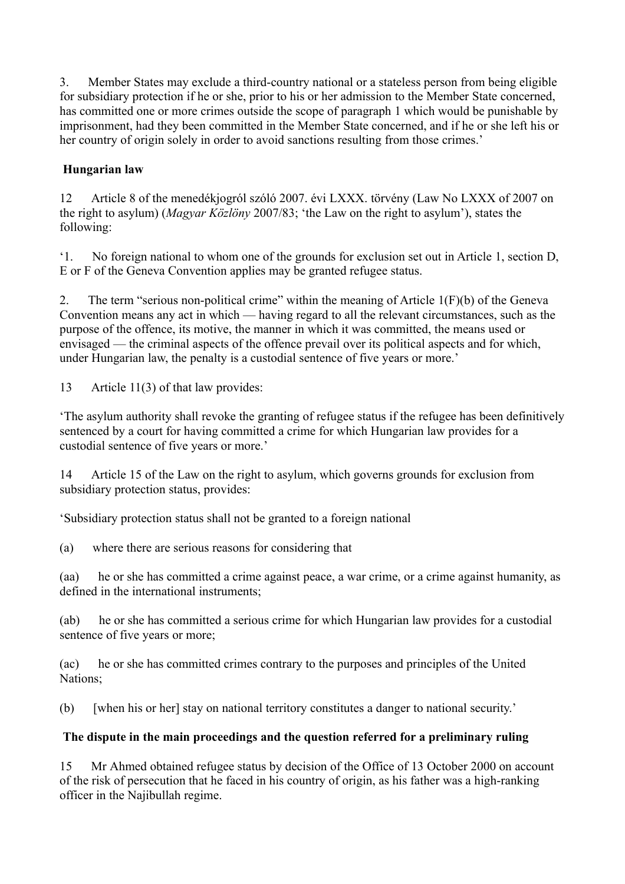3. Member States may exclude a third-country national or a stateless person from being eligible for subsidiary protection if he or she, prior to his or her admission to the Member State concerned, has committed one or more crimes outside the scope of paragraph 1 which would be punishable by imprisonment, had they been committed in the Member State concerned, and if he or she left his or her country of origin solely in order to avoid sanctions resulting from those crimes.'

**Hungarian law**

12 Article 8 of the menedékjogról szóló 2007. évi LXXX. törvény (Law No LXXX of 2007 on the right to asylum) (*Magyar Közlöny* 2007/83; 'the Law on the right to asylum'), states the following:

'1. No foreign national to whom one of the grounds for exclusion set out in Article 1, section D, E or F of the Geneva Convention applies may be granted refugee status.

2. The term "serious non-political crime" within the meaning of Article 1(F)(b) of the Geneva Convention means any act in which — having regard to all the relevant circumstances, such as the purpose of the offence, its motive, the manner in which it was committed, the means used or envisaged — the criminal aspects of the offence prevail over its political aspects and for which, under Hungarian law, the penalty is a custodial sentence of five years or more.'

13 Article 11(3) of that law provides:

'The asylum authority shall revoke the granting of refugee status if the refugee has been definitively sentenced by a court for having committed a crime for which Hungarian law provides for a custodial sentence of five years or more.'

14 Article 15 of the Law on the right to asylum, which governs grounds for exclusion from subsidiary protection status, provides:

'Subsidiary protection status shall not be granted to a foreign national

(a) where there are serious reasons for considering that

(aa) he or she has committed a crime against peace, a war crime, or a crime against humanity, as defined in the international instruments;

(ab) he or she has committed a serious crime for which Hungarian law provides for a custodial sentence of five years or more;

(ac) he or she has committed crimes contrary to the purposes and principles of the United Nations;

(b) [when his or her] stay on national territory constitutes a danger to national security.'

**The dispute in the main proceedings and the question referred for a preliminary ruling**

15 Mr Ahmed obtained refugee status by decision of the Office of 13 October 2000 on account of the risk of persecution that he faced in his country of origin, as his father was a high-ranking officer in the Najibullah regime.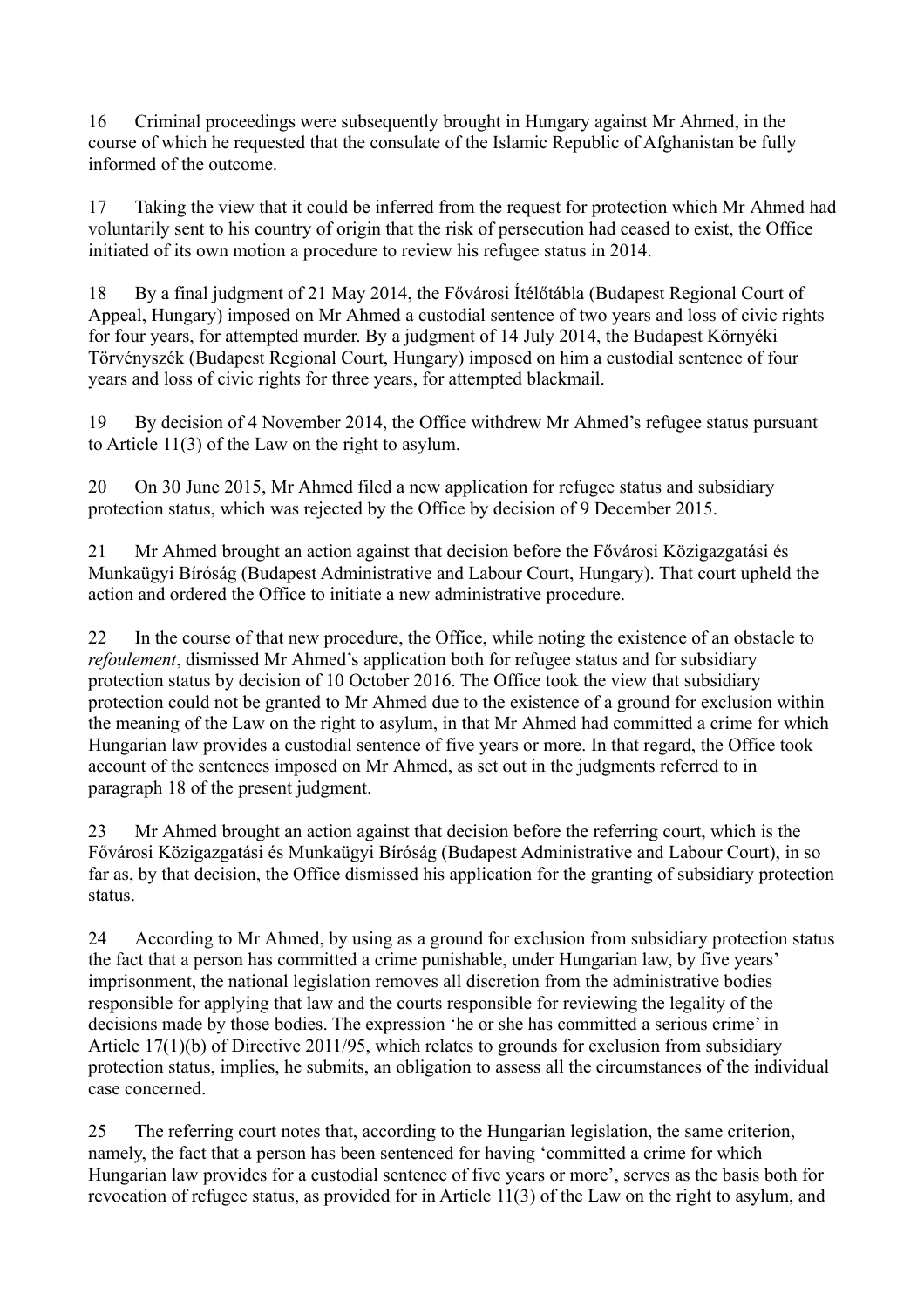16 Criminal proceedings were subsequently brought in Hungary against Mr Ahmed, in the course of which he requested that the consulate of the Islamic Republic of Afghanistan be fully informed of the outcome.

17 Taking the view that it could be inferred from the request for protection which Mr Ahmed had voluntarily sent to his country of origin that the risk of persecution had ceased to exist, the Office initiated of its own motion a procedure to review his refugee status in 2014.

18 By a final judgment of 21 May 2014, the Fővárosi Ítélőtábla (Budapest Regional Court of Appeal, Hungary) imposed on Mr Ahmed a custodial sentence of two years and loss of civic rights for four years, for attempted murder. By a judgment of 14 July 2014, the Budapest Környéki Törvényszék (Budapest Regional Court, Hungary) imposed on him a custodial sentence of four years and loss of civic rights for three years, for attempted blackmail.

19 By decision of 4 November 2014, the Office withdrew Mr Ahmed's refugee status pursuant to Article 11(3) of the Law on the right to asylum.

20 On 30 June 2015, Mr Ahmed filed a new application for refugee status and subsidiary protection status, which was rejected by the Office by decision of 9 December 2015.

21 Mr Ahmed brought an action against that decision before the Fővárosi Közigazgatási és Munkaügyi Bíróság (Budapest Administrative and Labour Court, Hungary). That court upheld the action and ordered the Office to initiate a new administrative procedure.

22 In the course of that new procedure, the Office, while noting the existence of an obstacle to *refoulement*, dismissed Mr Ahmed's application both for refugee status and for subsidiary protection status by decision of 10 October 2016. The Office took the view that subsidiary protection could not be granted to Mr Ahmed due to the existence of a ground for exclusion within the meaning of the Law on the right to asylum, in that Mr Ahmed had committed a crime for which Hungarian law provides a custodial sentence of five years or more. In that regard, the Office took account of the sentences imposed on Mr Ahmed, as set out in the judgments referred to in paragraph 18 of the present judgment.

23 Mr Ahmed brought an action against that decision before the referring court, which is the Fővárosi Közigazgatási és Munkaügyi Bíróság (Budapest Administrative and Labour Court), in so far as, by that decision, the Office dismissed his application for the granting of subsidiary protection status.

24 According to Mr Ahmed, by using as a ground for exclusion from subsidiary protection status the fact that a person has committed a crime punishable, under Hungarian law, by five years' imprisonment, the national legislation removes all discretion from the administrative bodies responsible for applying that law and the courts responsible for reviewing the legality of the decisions made by those bodies. The expression 'he or she has committed a serious crime' in Article 17(1)(b) of Directive 2011/95, which relates to grounds for exclusion from subsidiary protection status, implies, he submits, an obligation to assess all the circumstances of the individual case concerned.

25 The referring court notes that, according to the Hungarian legislation, the same criterion, namely, the fact that a person has been sentenced for having 'committed a crime for which Hungarian law provides for a custodial sentence of five years or more', serves as the basis both for revocation of refugee status, as provided for in Article 11(3) of the Law on the right to asylum, and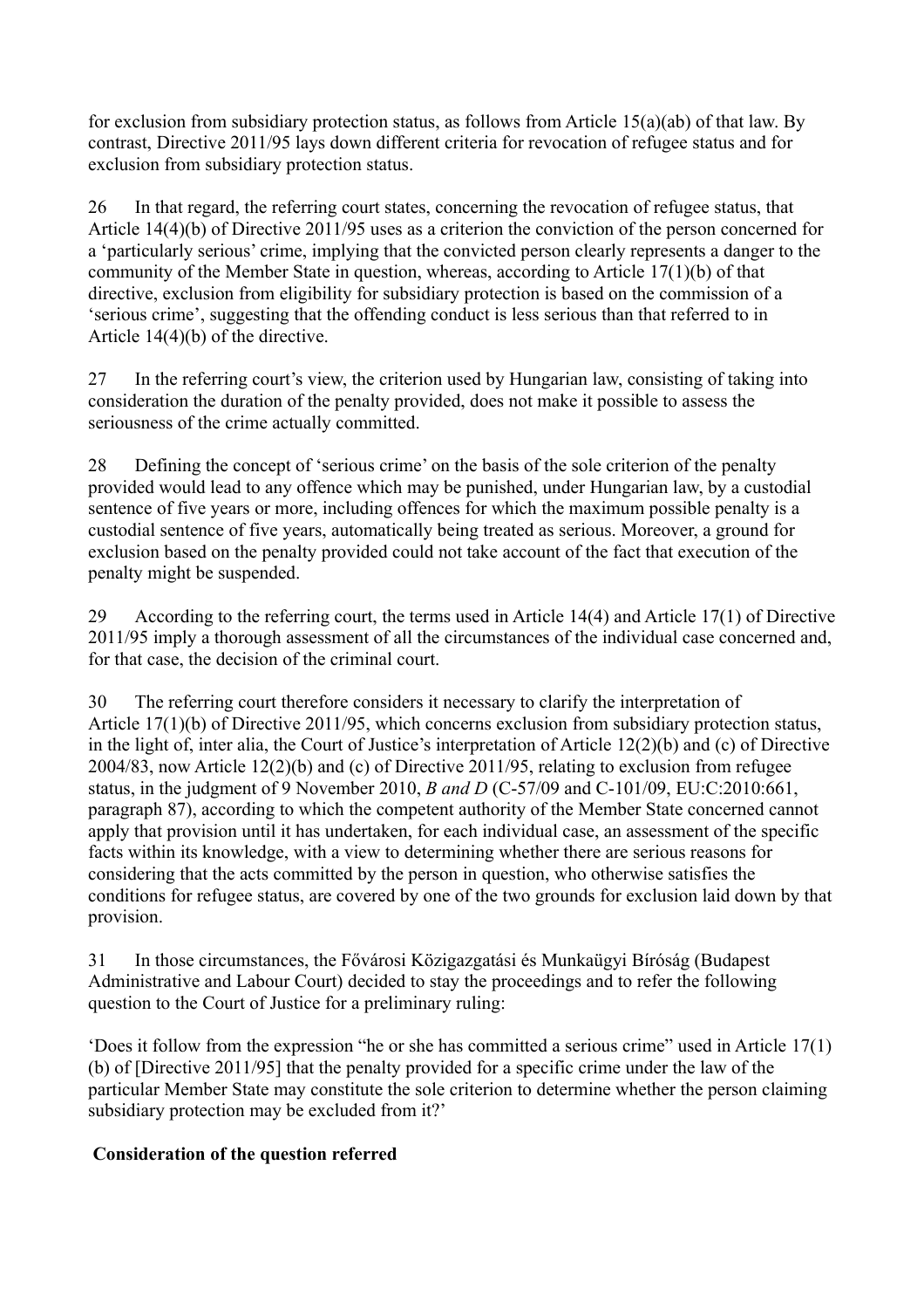for exclusion from subsidiary protection status, as follows from Article 15(a)(ab) of that law. By contrast, Directive 2011/95 lays down different criteria for revocation of refugee status and for exclusion from subsidiary protection status.

26 In that regard, the referring court states, concerning the revocation of refugee status, that Article 14(4)(b) of Directive 2011/95 uses as a criterion the conviction of the person concerned for a 'particularly serious' crime, implying that the convicted person clearly represents a danger to the community of the Member State in question, whereas, according to Article 17(1)(b) of that directive, exclusion from eligibility for subsidiary protection is based on the commission of a 'serious crime', suggesting that the offending conduct is less serious than that referred to in Article 14(4)(b) of the directive.

27 In the referring court's view, the criterion used by Hungarian law, consisting of taking into consideration the duration of the penalty provided, does not make it possible to assess the seriousness of the crime actually committed.

28 Defining the concept of 'serious crime' on the basis of the sole criterion of the penalty provided would lead to any offence which may be punished, under Hungarian law, by a custodial sentence of five years or more, including offences for which the maximum possible penalty is a custodial sentence of five years, automatically being treated as serious. Moreover, a ground for exclusion based on the penalty provided could not take account of the fact that execution of the penalty might be suspended.

29 According to the referring court, the terms used in Article 14(4) and Article 17(1) of Directive 2011/95 imply a thorough assessment of all the circumstances of the individual case concerned and, for that case, the decision of the criminal court.

30 The referring court therefore considers it necessary to clarify the interpretation of Article 17(1)(b) of Directive 2011/95, which concerns exclusion from subsidiary protection status, in the light of, inter alia, the Court of Justice's interpretation of Article 12(2)(b) and (c) of Directive 2004/83, now Article 12(2)(b) and (c) of Directive 2011/95, relating to exclusion from refugee status, in the judgment of 9 November 2010, *B and D* (C-57/09 and C-101/09, EU:C:2010:661, paragraph 87), according to which the competent authority of the Member State concerned cannot apply that provision until it has undertaken, for each individual case, an assessment of the specific facts within its knowledge, with a view to determining whether there are serious reasons for considering that the acts committed by the person in question, who otherwise satisfies the conditions for refugee status, are covered by one of the two grounds for exclusion laid down by that provision.

31 In those circumstances, the Fővárosi Közigazgatási és Munkaügyi Bíróság (Budapest Administrative and Labour Court) decided to stay the proceedings and to refer the following question to the Court of Justice for a preliminary ruling:

'Does it follow from the expression "he or she has committed a serious crime" used in Article 17(1)(b) of [Directive 2011/95] that the penalty provided for a specific crime under the law of the particular Member State may constitute the sole criterion to determine whether the person claiming subsidiary protection may be excluded from it?'

**Consideration of the question referred**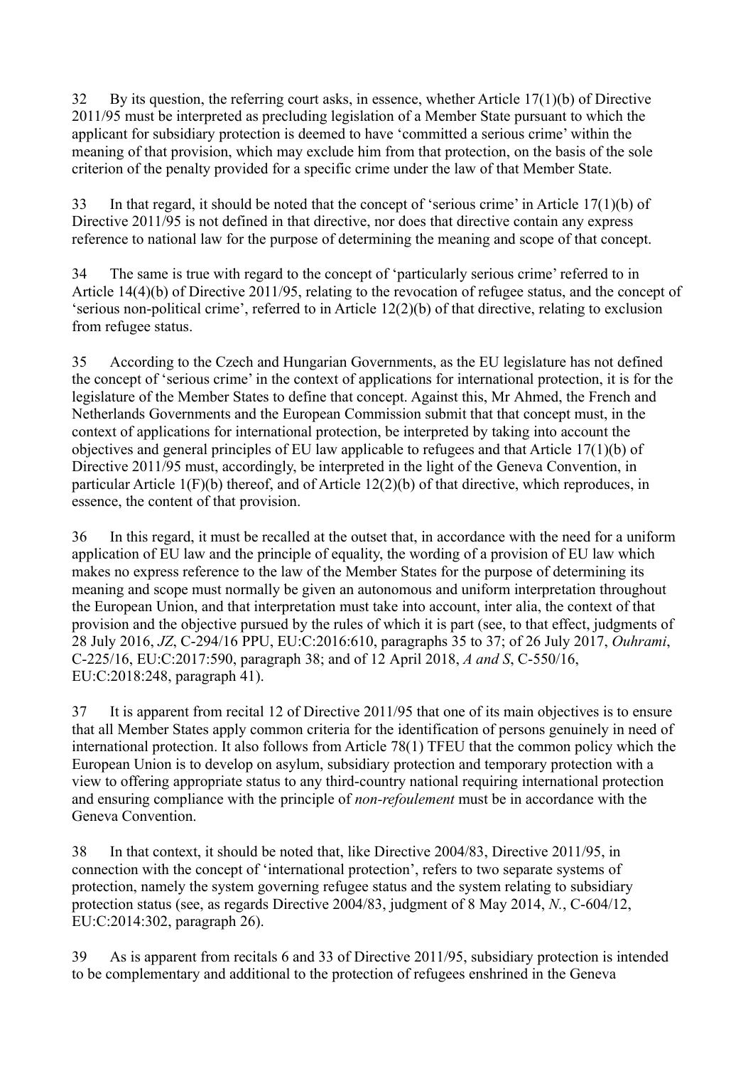32 By its question, the referring court asks, in essence, whether Article 17(1)(b) of Directive 2011/95 must be interpreted as precluding legislation of a Member State pursuant to which the applicant for subsidiary protection is deemed to have 'committed a serious crime' within the meaning of that provision, which may exclude him from that protection, on the basis of the sole criterion of the penalty provided for a specific crime under the law of that Member State.

33 In that regard, it should be noted that the concept of 'serious crime' in Article 17(1)(b) of Directive 2011/95 is not defined in that directive, nor does that directive contain any express reference to national law for the purpose of determining the meaning and scope of that concept.

34 The same is true with regard to the concept of 'particularly serious crime' referred to in Article 14(4)(b) of Directive 2011/95, relating to the revocation of refugee status, and the concept of 'serious non-political crime', referred to in Article 12(2)(b) of that directive, relating to exclusion from refugee status.

35 According to the Czech and Hungarian Governments, as the EU legislature has not defined the concept of 'serious crime' in the context of applications for international protection, it is for the legislature of the Member States to define that concept. Against this, Mr Ahmed, the French and Netherlands Governments and the European Commission submit that that concept must, in the context of applications for international protection, be interpreted by taking into account the objectives and general principles of EU law applicable to refugees and that Article 17(1)(b) of Directive 2011/95 must, accordingly, be interpreted in the light of the Geneva Convention, in particular Article 1(F)(b) thereof, and of Article 12(2)(b) of that directive, which reproduces, in essence, the content of that provision.

36 In this regard, it must be recalled at the outset that, in accordance with the need for a uniform application of EU law and the principle of equality, the wording of a provision of EU law which makes no express reference to the law of the Member States for the purpose of determining its meaning and scope must normally be given an autonomous and uniform interpretation throughout the European Union, and that interpretation must take into account, inter alia, the context of that provision and the objective pursued by the rules of which it is part (see, to that effect, judgments of 28 July 2016, *JZ*, C-294/16 PPU, EU:C:2016:610, paragraphs 35 to 37; of 26 July 2017, *Ouhrami*, C-225/16, EU:C:2017:590, paragraph 38; and of 12 April 2018, *A and S*, C-550/16, EU:C:2018:248, paragraph 41).

37 It is apparent from recital 12 of Directive 2011/95 that one of its main objectives is to ensure that all Member States apply common criteria for the identification of persons genuinely in need of international protection. It also follows from Article 78(1) TFEU that the common policy which the European Union is to develop on asylum, subsidiary protection and temporary protection with a view to offering appropriate status to any third-country national requiring international protection and ensuring compliance with the principle of *non-refoulement* must be in accordance with the Geneva Convention.

38 In that context, it should be noted that, like Directive 2004/83, Directive 2011/95, in connection with the concept of 'international protection', refers to two separate systems of protection, namely the system governing refugee status and the system relating to subsidiary protection status (see, as regards Directive 2004/83, judgment of 8 May 2014, *N.*, C-604/12, EU:C:2014:302, paragraph 26).

39 As is apparent from recitals 6 and 33 of Directive 2011/95, subsidiary protection is intended to be complementary and additional to the protection of refugees enshrined in the Geneva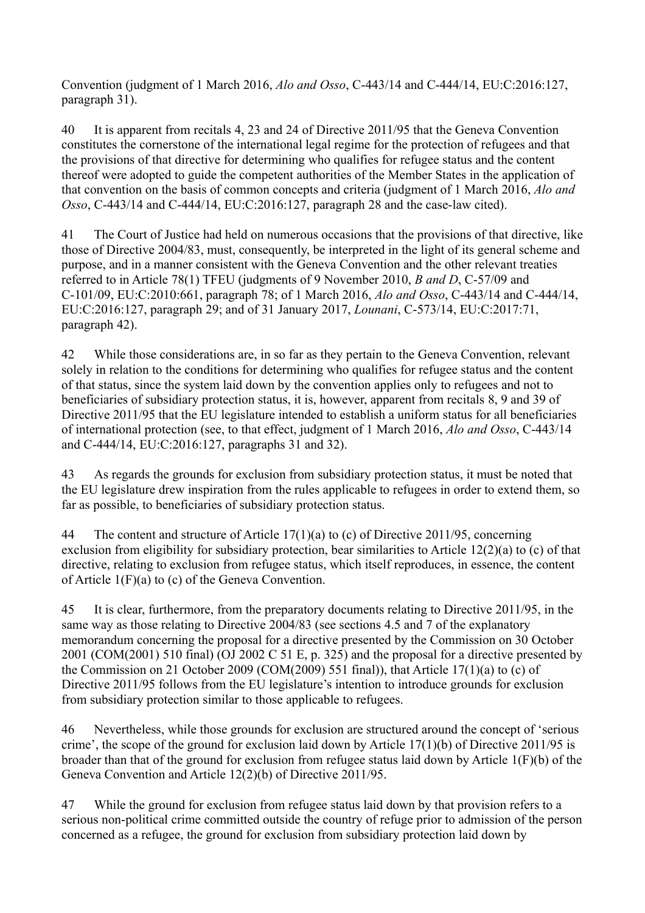Convention (judgment of 1 March 2016, *Alo and Osso*, C-443/14 and C-444/14, EU:C:2016:127, paragraph 31).

40 It is apparent from recitals 4, 23 and 24 of Directive 2011/95 that the Geneva Convention constitutes the cornerstone of the international legal regime for the protection of refugees and that the provisions of that directive for determining who qualifies for refugee status and the content thereof were adopted to guide the competent authorities of the Member States in the application of that convention on the basis of common concepts and criteria (judgment of 1 March 2016, *Alo and Osso*, C-443/14 and C-444/14, EU:C:2016:127, paragraph 28 and the case-law cited).

41 The Court of Justice had held on numerous occasions that the provisions of that directive, like those of Directive 2004/83, must, consequently, be interpreted in the light of its general scheme and purpose, and in a manner consistent with the Geneva Convention and the other relevant treaties referred to in Article 78(1) TFEU (judgments of 9 November 2010, *B and D*, C-57/09 and C-101/09, EU:C:2010:661, paragraph 78; of 1 March 2016, *Alo and Osso*, C-443/14 and C-444/14, EU:C:2016:127, paragraph 29; and of 31 January 2017, *Lounani*, C-573/14, EU:C:2017:71, paragraph 42).

42 While those considerations are, in so far as they pertain to the Geneva Convention, relevant solely in relation to the conditions for determining who qualifies for refugee status and the content of that status, since the system laid down by the convention applies only to refugees and not to beneficiaries of subsidiary protection status, it is, however, apparent from recitals 8, 9 and 39 of Directive 2011/95 that the EU legislature intended to establish a uniform status for all beneficiaries of international protection (see, to that effect, judgment of 1 March 2016, *Alo and Osso*, C-443/14 and C-444/14, EU:C:2016:127, paragraphs 31 and 32).

43 As regards the grounds for exclusion from subsidiary protection status, it must be noted that the EU legislature drew inspiration from the rules applicable to refugees in order to extend them, so far as possible, to beneficiaries of subsidiary protection status.

44 The content and structure of Article 17(1)(a) to (c) of Directive 2011/95, concerning exclusion from eligibility for subsidiary protection, bear similarities to Article 12(2)(a) to (c) of that directive, relating to exclusion from refugee status, which itself reproduces, in essence, the content of Article 1(F)(a) to (c) of the Geneva Convention.

45 It is clear, furthermore, from the preparatory documents relating to Directive 2011/95, in the same way as those relating to Directive 2004/83 (see sections 4.5 and 7 of the explanatory memorandum concerning the proposal for a directive presented by the Commission on 30 October 2001 (COM(2001) 510 final) (OJ 2002 C 51 E, p. 325) and the proposal for a directive presented by the Commission on 21 October 2009 (COM(2009) 551 final)), that Article 17(1)(a) to (c) of Directive 2011/95 follows from the EU legislature's intention to introduce grounds for exclusion from subsidiary protection similar to those applicable to refugees.

46 Nevertheless, while those grounds for exclusion are structured around the concept of 'serious crime', the scope of the ground for exclusion laid down by Article 17(1)(b) of Directive 2011/95 is broader than that of the ground for exclusion from refugee status laid down by Article 1(F)(b) of the Geneva Convention and Article 12(2)(b) of Directive 2011/95.

47 While the ground for exclusion from refugee status laid down by that provision refers to a serious non-political crime committed outside the country of refuge prior to admission of the person concerned as a refugee, the ground for exclusion from subsidiary protection laid down by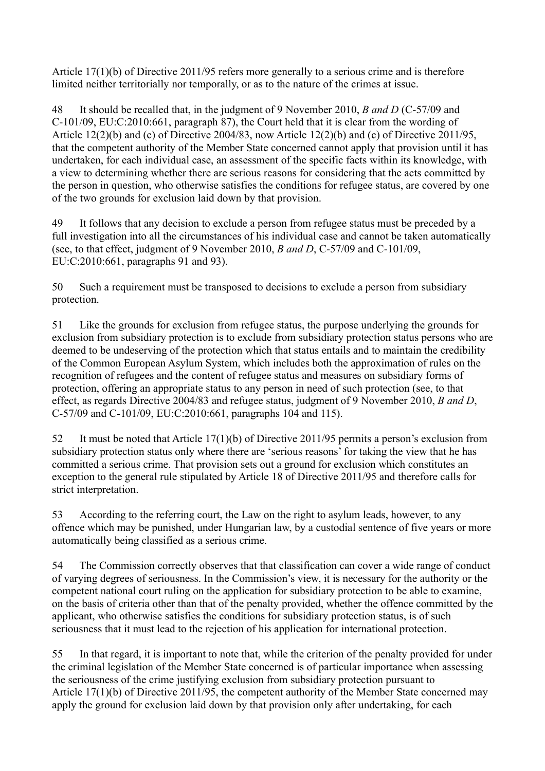Article 17(1)(b) of Directive 2011/95 refers more generally to a serious crime and is therefore limited neither territorially nor temporally, or as to the nature of the crimes at issue.

48 It should be recalled that, in the judgment of 9 November 2010, *B and D* (C-57/09 and C-101/09, EU:C:2010:661, paragraph 87), the Court held that it is clear from the wording of Article 12(2)(b) and (c) of Directive 2004/83, now Article 12(2)(b) and (c) of Directive 2011/95, that the competent authority of the Member State concerned cannot apply that provision until it has undertaken, for each individual case, an assessment of the specific facts within its knowledge, with a view to determining whether there are serious reasons for considering that the acts committed by the person in question, who otherwise satisfies the conditions for refugee status, are covered by one of the two grounds for exclusion laid down by that provision.

49 It follows that any decision to exclude a person from refugee status must be preceded by a full investigation into all the circumstances of his individual case and cannot be taken automatically (see, to that effect, judgment of 9 November 2010, *B and D*, C-57/09 and C-101/09, EU:C:2010:661, paragraphs 91 and 93).

50 Such a requirement must be transposed to decisions to exclude a person from subsidiary protection.

51 Like the grounds for exclusion from refugee status, the purpose underlying the grounds for exclusion from subsidiary protection is to exclude from subsidiary protection status persons who are deemed to be undeserving of the protection which that status entails and to maintain the credibility of the Common European Asylum System, which includes both the approximation of rules on the recognition of refugees and the content of refugee status and measures on subsidiary forms of protection, offering an appropriate status to any person in need of such protection (see, to that effect, as regards Directive 2004/83 and refugee status, judgment of 9 November 2010, *B and D*, C-57/09 and C-101/09, EU:C:2010:661, paragraphs 104 and 115).

52 It must be noted that Article 17(1)(b) of Directive 2011/95 permits a person's exclusion from subsidiary protection status only where there are 'serious reasons' for taking the view that he has committed a serious crime. That provision sets out a ground for exclusion which constitutes an exception to the general rule stipulated by Article 18 of Directive 2011/95 and therefore calls for strict interpretation.

53 According to the referring court, the Law on the right to asylum leads, however, to any offence which may be punished, under Hungarian law, by a custodial sentence of five years or more automatically being classified as a serious crime.

54 The Commission correctly observes that that classification can cover a wide range of conduct of varying degrees of seriousness. In the Commission's view, it is necessary for the authority or the competent national court ruling on the application for subsidiary protection to be able to examine, on the basis of criteria other than that of the penalty provided, whether the offence committed by the applicant, who otherwise satisfies the conditions for subsidiary protection status, is of such seriousness that it must lead to the rejection of his application for international protection.

55 In that regard, it is important to note that, while the criterion of the penalty provided for under the criminal legislation of the Member State concerned is of particular importance when assessing the seriousness of the crime justifying exclusion from subsidiary protection pursuant to Article 17(1)(b) of Directive 2011/95, the competent authority of the Member State concerned may apply the ground for exclusion laid down by that provision only after undertaking, for each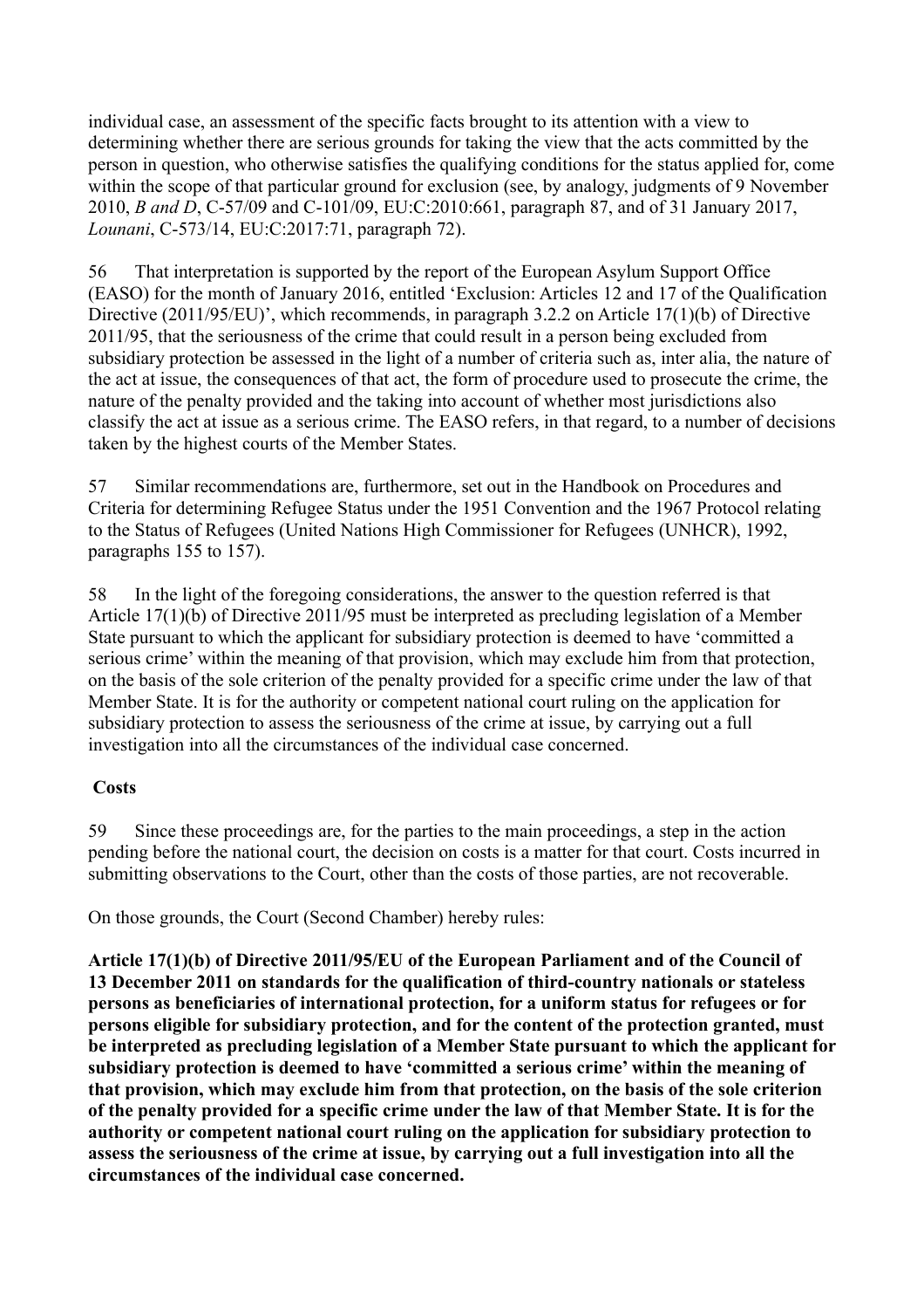individual case, an assessment of the specific facts brought to its attention with a view to determining whether there are serious grounds for taking the view that the acts committed by the person in question, who otherwise satisfies the qualifying conditions for the status applied for, come within the scope of that particular ground for exclusion (see, by analogy, judgments of 9 November 2010, *B and D*, C-57/09 and C-101/09, EU:C:2010:661, paragraph 87, and of 31 January 2017, *Lounani*, C-573/14, EU:C:2017:71, paragraph 72).

56 That interpretation is supported by the report of the European Asylum Support Office (EASO) for the month of January 2016, entitled 'Exclusion: Articles 12 and 17 of the Qualification Directive (2011/95/EU)', which recommends, in paragraph 3.2.2 on Article 17(1)(b) of Directive 2011/95, that the seriousness of the crime that could result in a person being excluded from subsidiary protection be assessed in the light of a number of criteria such as, inter alia, the nature of the act at issue, the consequences of that act, the form of procedure used to prosecute the crime, the nature of the penalty provided and the taking into account of whether most jurisdictions also classify the act at issue as a serious crime. The EASO refers, in that regard, to a number of decisions taken by the highest courts of the Member States.

57 Similar recommendations are, furthermore, set out in the Handbook on Procedures and Criteria for determining Refugee Status under the 1951 Convention and the 1967 Protocol relating to the Status of Refugees (United Nations High Commissioner for Refugees (UNHCR), 1992, paragraphs 155 to 157).

58 In the light of the foregoing considerations, the answer to the question referred is that Article 17(1)(b) of Directive 2011/95 must be interpreted as precluding legislation of a Member State pursuant to which the applicant for subsidiary protection is deemed to have 'committed a serious crime' within the meaning of that provision, which may exclude him from that protection, on the basis of the sole criterion of the penalty provided for a specific crime under the law of that Member State. It is for the authority or competent national court ruling on the application for subsidiary protection to assess the seriousness of the crime at issue, by carrying out a full investigation into all the circumstances of the individual case concerned.

**Costs**

59 Since these proceedings are, for the parties to the main proceedings, a step in the action pending before the national court, the decision on costs is a matter for that court. Costs incurred in submitting observations to the Court, other than the costs of those parties, are not recoverable.

On those grounds, the Court (Second Chamber) hereby rules:

**Article 17(1)(b) of Directive 2011/95/EU of the European Parliament and of the Council of 13 December 2011 on standards for the qualification of third-country nationals or stateless persons as beneficiaries of international protection, for a uniform status for refugees or for persons eligible for subsidiary protection, and for the content of the protection granted, must be interpreted as precluding legislation of a Member State pursuant to which the applicant for subsidiary protection is deemed to have 'committed a serious crime' within the meaning of that provision, which may exclude him from that protection, on the basis of the sole criterion of the penalty provided for a specific crime under the law of that Member State. It is for the authority or competent national court ruling on the application for subsidiary protection to assess the seriousness of the crime at issue, by carrying out a full investigation into all the circumstances of the individual case concerned.**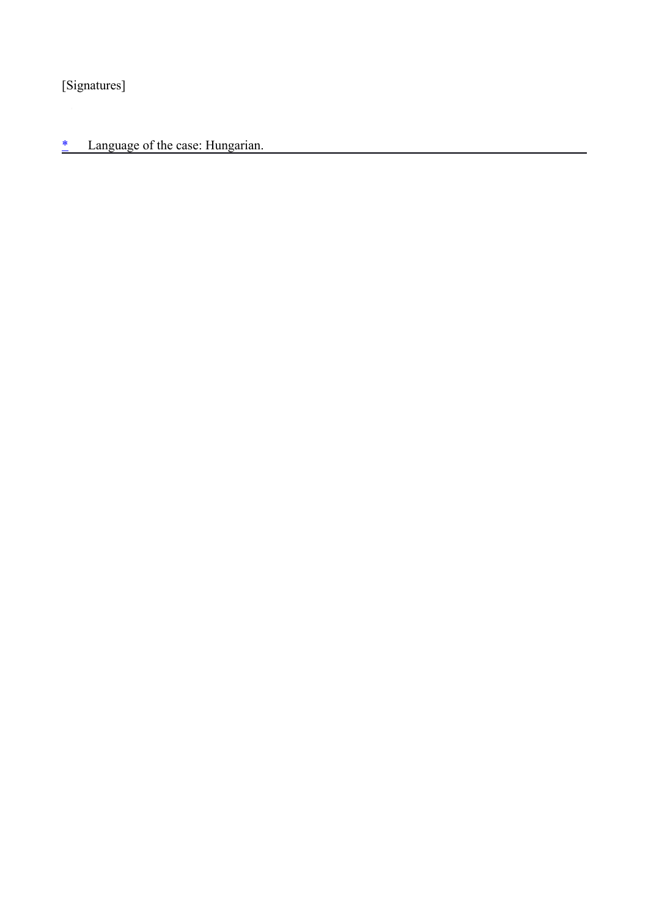[Signatures]

* Language of the case: Hungarian.